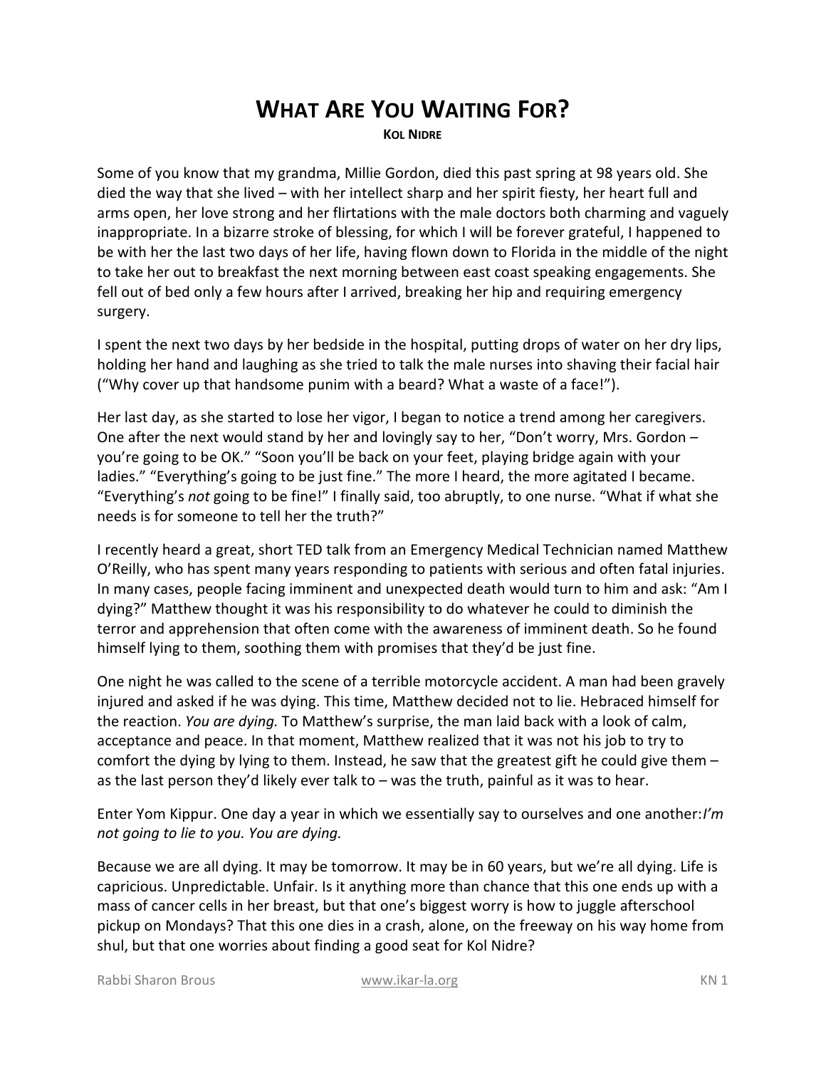# WHAT ARE YOU WAITING FOR?

**KOL NIDRE**

Some of you know that my grandma, Millie Gordon, died this past spring at 98 years old. She died the way that she lived – with her intellect sharp and her spirit fiesty, her heart full and arms open, her love strong and her flirtations with the male doctors both charming and vaguely inappropriate. In a bizarre stroke of blessing, for which I will be forever grateful, I happened to be with her the last two days of her life, having flown down to Florida in the middle of the night to take her out to breakfast the next morning between east coast speaking engagements. She fell out of bed only a few hours after I arrived, breaking her hip and requiring emergency surgery.

I spent the next two days by her bedside in the hospital, putting drops of water on her dry lips, holding her hand and laughing as she tried to talk the male nurses into shaving their facial hair ("Why cover up that handsome punim with a beard? What a waste of a face!").

Her last day, as she started to lose her vigor, I began to notice a trend among her caregivers. One after the next would stand by her and lovingly say to her, "Don't worry, Mrs. Gordon – you're going to be OK." "Soon you'll be back on your feet, playing bridge again with your ladies." "Everything's going to be just fine." The more I heard, the more agitated I became. "Everything's *not* going to be fine!" I finally said, too abruptly, to one nurse. "What if what she needs is for someone to tell her the truth?"

I recently heard a great, short TED talk from an Emergency Medical Technician named Matthew O'Reilly, who has spent many years responding to patients with serious and often fatal injuries. In many cases, people facing imminent and unexpected death would turn to him and ask: "Am I dying?" Matthew thought it was his responsibility to do whatever he could to diminish the terror and apprehension that often come with the awareness of imminent death. So he found himself lying to them, soothing them with promises that they'd be just fine.

One night he was called to the scene of a terrible motorcycle accident. A man had been gravely injured and asked if he was dying. This time, Matthew decided not to lie. Hebraced himself for the reaction. *You are dying.* To Matthew's surprise, the man laid back with a look of calm, acceptance and peace. In that moment, Matthew realized that it was not his job to try to comfort the dying by lying to them. Instead, he saw that the greatest gift he could give them – as the last person they'd likely ever talk to – was the truth, painful as it was to hear.

Enter Yom Kippur. One day a year in which we essentially say to ourselves and one another:*I'm not going to lie to you. You are dying.*

Because we are all dying. It may be tomorrow. It may be in 60 years, but we're all dying. Life is capricious. Unpredictable. Unfair. Is it anything more than chance that this one ends up with a mass of cancer cells in her breast, but that one's biggest worry is how to juggle afterschool pickup on Mondays? That this one dies in a crash, alone, on the freeway on his way home from shul, but that one worries about finding a good seat for Kol Nidre?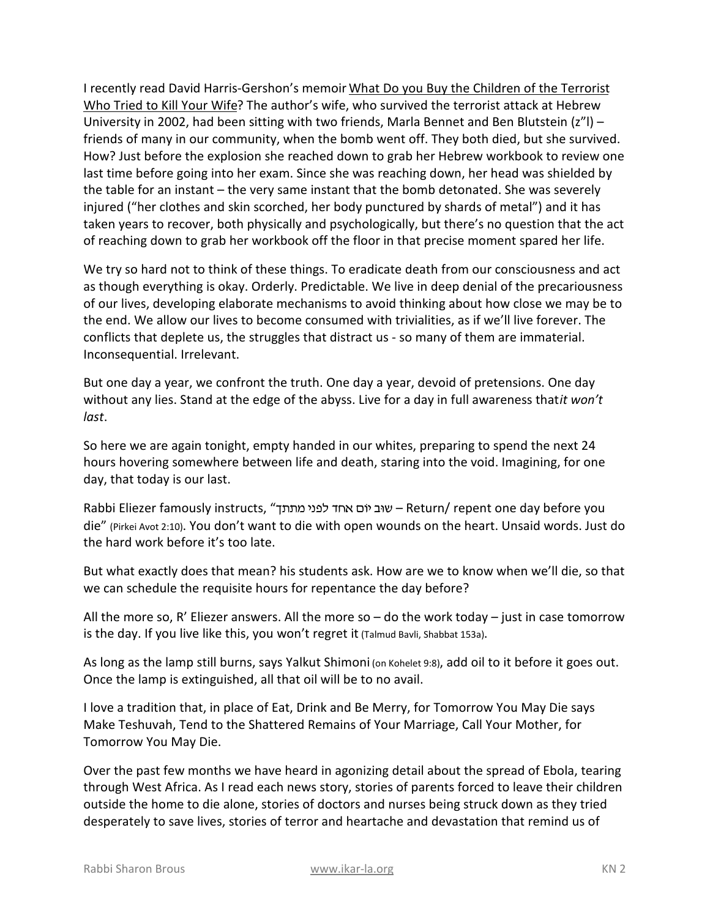I recently read David Harris-Gershon's memoir What Do you Buy the Children of the Terrorist Who Tried to Kill Your Wife? The author's wife, who survived the terrorist attack at Hebrew University in 2002, had been sitting with two friends, Marla Bennet and Ben Blutstein (z"l) – friends of many in our community, when the bomb went off. They both died, but she survived. How? Just before the explosion she reached down to grab her Hebrew workbook to review one last time before going into her exam. Since she was reaching down, her head was shielded by the table for an instant – the very same instant that the bomb detonated. She was severely injured ("her clothes and skin scorched, her body punctured by shards of metal") and it has taken years to recover, both physically and psychologically, but there's no question that the act of reaching down to grab her workbook off the floor in that precise moment spared her life.

We try so hard not to think of these things. To eradicate death from our consciousness and act as though everything is okay. Orderly. Predictable. We live in deep denial of the precariousness of our lives, developing elaborate mechanisms to avoid thinking about how close we may be to the end. We allow our lives to become consumed with trivialities, as if we'll live forever. The conflicts that deplete us, the struggles that distract us - so many of them are immaterial. Inconsequential. Irrelevant.

But one day a year, we confront the truth. One day a year, devoid of pretensions. One day without any lies. Stand at the edge of the abyss. Live for a day in full awareness that *it won't last*.

So here we are again tonight, empty handed in our whites, preparing to spend the next 24 hours hovering somewhere between life and death, staring into the void. Imagining, for one day, that today is our last.

Rabbi Eliezer famously instructs, "שוב יום אחד לפני מתתך – Return/ repent one day before you die" (Pirkei Avot 2:10). You don't want to die with open wounds on the heart. Unsaid words. Just do the hard work before it's too late.

But what exactly does that mean? his students ask. How are we to know when we'll die, so that we can schedule the requisite hours for repentance the day before?

All the more so, R' Eliezer answers. All the more so – do the work today – just in case tomorrow is the day. If you live like this, you won't regret it (Talmud Bavli, Shabbat 153a).

As long as the lamp still burns, says Yalkut Shimoni (on Kohelet 9:8), add oil to it before it goes out. Once the lamp is extinguished, all that oil will be to no avail.

I love a tradition that, in place of Eat, Drink and Be Merry, for Tomorrow You May Die says Make Teshuvah, Tend to the Shattered Remains of Your Marriage, Call Your Mother, for Tomorrow You May Die.

Over the past few months we have heard in agonizing detail about the spread of Ebola, tearing through West Africa. As I read each news story, stories of parents forced to leave their children outside the home to die alone, stories of doctors and nurses being struck down as they tried desperately to save lives, stories of terror and heartache and devastation that remind us of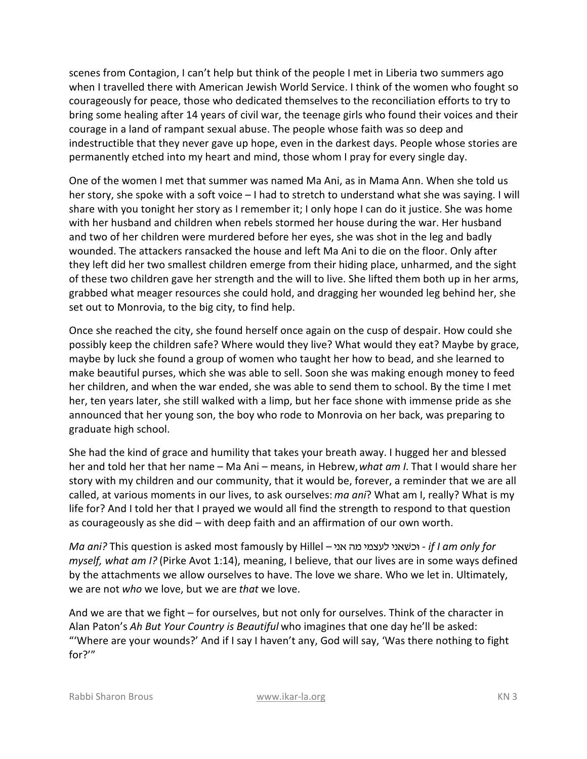scenes from Contagion, I can't help but think of the people I met in Liberia two summers ago when I travelled there with American Jewish World Service. I think of the women who fought so courageously for peace, those who dedicated themselves to the reconciliation efforts to try to bring some healing after 14 years of civil war, the teenage girls who found their voices and their courage in a land of rampant sexual abuse. The people whose faith was so deep and indestructible that they never gave up hope, even in the darkest days. People whose stories are permanently etched into my heart and mind, those whom I pray for every single day.

One of the women I met that summer was named Ma Ani, as in Mama Ann. When she told us her story, she spoke with a soft voice – I had to stretch to understand what she was saying. I will share with you tonight her story as I remember it; I only hope I can do it justice. She was home with her husband and children when rebels stormed her house during the war. Her husband and two of her children were murdered before her eyes, she was shot in the leg and badly wounded. The attackers ransacked the house and left Ma Ani to die on the floor. Only after they left did her two smallest children emerge from their hiding place, unharmed, and the sight of these two children gave her strength and the will to live. She lifted them both up in her arms, grabbed what meager resources she could hold, and dragging her wounded leg behind her, she set out to Monrovia, to the big city, to find help.

Once she reached the city, she found herself once again on the cusp of despair. How could she possibly keep the children safe? Where would they live? What would they eat? Maybe by grace, maybe by luck she found a group of women who taught her how to bead, and she learned to make beautiful purses, which she was able to sell. Soon she was making enough money to feed her children, and when the war ended, she was able to send them to school. By the time I met her, ten years later, she still walked with a limp, but her face shone with immense pride as she announced that her young son, the boy who rode to Monrovia on her back, was preparing to graduate high school.

She had the kind of grace and humility that takes your breath away. I hugged her and blessed her and told her that her name – Ma Ani – means, in Hebrew, *what am I*. That I would share her story with my children and our community, that it would be, forever, a reminder that we are all called, at various moments in our lives, to ask ourselves: *ma ani*? What am I, really? What is my life for? And I told her that I prayed we would all find the strength to respond to that question as courageously as she did – with deep faith and an affirmation of our own worth.

*Ma ani?* This question is asked most famously by Hillel – וכשאני לעצמי מה אני - *if I am only for myself, what am I?* (Pirke Avot 1:14), meaning, I believe, that our lives are in some ways defined by the attachments we allow ourselves to have. The love we share. Who we let in. Ultimately, we are not *who* we love, but we are *that* we love.

And we are that we fight – for ourselves, but not only for ourselves. Think of the character in Alan Paton's *Ah But Your Country is Beautiful* who imagines that one day he'll be asked: "'Where are your wounds?' And if I say I haven't any, God will say, 'Was there nothing to fight for?'"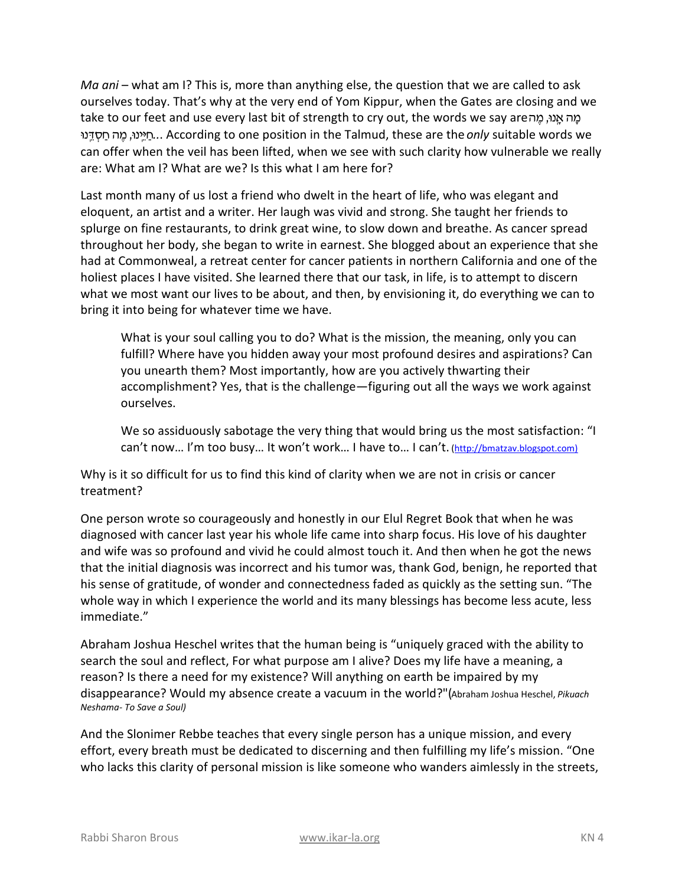*Ma ani* – what am I? This is, more than anything else, the question that we are called to ask ourselves today. That's why at the very end of Yom Kippur, when the Gates are closing and we take to our feet and use every last bit of strength to cry out, the words we say are מָה אָנוּ, מֶה חַיֵּינוּ, מֶה חַסְדֵּנוּ... According to one position in the Talmud, these are the *only* suitable words we can offer when the veil has been lifted, when we see with such clarity how vulnerable we really are: What am I? What are we? Is this what I am here for?

Last month many of us lost a friend who dwelt in the heart of life, who was elegant and eloquent, an artist and a writer. Her laugh was vivid and strong. She taught her friends to splurge on fine restaurants, to drink great wine, to slow down and breathe. As cancer spread throughout her body, she began to write in earnest. She blogged about an experience that she had at Commonweal, a retreat center for cancer patients in northern California and one of the holiest places I have visited. She learned there that our task, in life, is to attempt to discern what we most want our lives to be about, and then, by envisioning it, do everything we can to bring it into being for whatever time we have.

> What is your soul calling you to do? What is the mission, the meaning, only you can fulfill? Where have you hidden away your most profound desires and aspirations? Can you unearth them? Most importantly, how are you actively thwarting their accomplishment? Yes, that is the challenge—figuring out all the ways we work against ourselves.
>
> We so assiduously sabotage the very thing that would bring us the most satisfaction: "I can't now… I'm too busy… It won't work… I have to… I can't. (http://bmatzav.blogspot.com)

Why is it so difficult for us to find this kind of clarity when we are not in crisis or cancer treatment?

One person wrote so courageously and honestly in our Elul Regret Book that when he was diagnosed with cancer last year his whole life came into sharp focus. His love of his daughter and wife was so profound and vivid he could almost touch it. And then when he got the news that the initial diagnosis was incorrect and his tumor was, thank God, benign, he reported that his sense of gratitude, of wonder and connectedness faded as quickly as the setting sun. "The whole way in which I experience the world and its many blessings has become less acute, less immediate."

Abraham Joshua Heschel writes that the human being is "uniquely graced with the ability to search the soul and reflect, For what purpose am I alive? Does my life have a meaning, a reason? Is there a need for my existence? Will anything on earth be impaired by my disappearance? Would my absence create a vacuum in the world?"(Abraham Joshua Heschel, *Pikuach Neshama- To Save a Soul)*

And the Slonimer Rebbe teaches that every single person has a unique mission, and every effort, every breath must be dedicated to discerning and then fulfilling my life's mission. "One who lacks this clarity of personal mission is like someone who wanders aimlessly in the streets,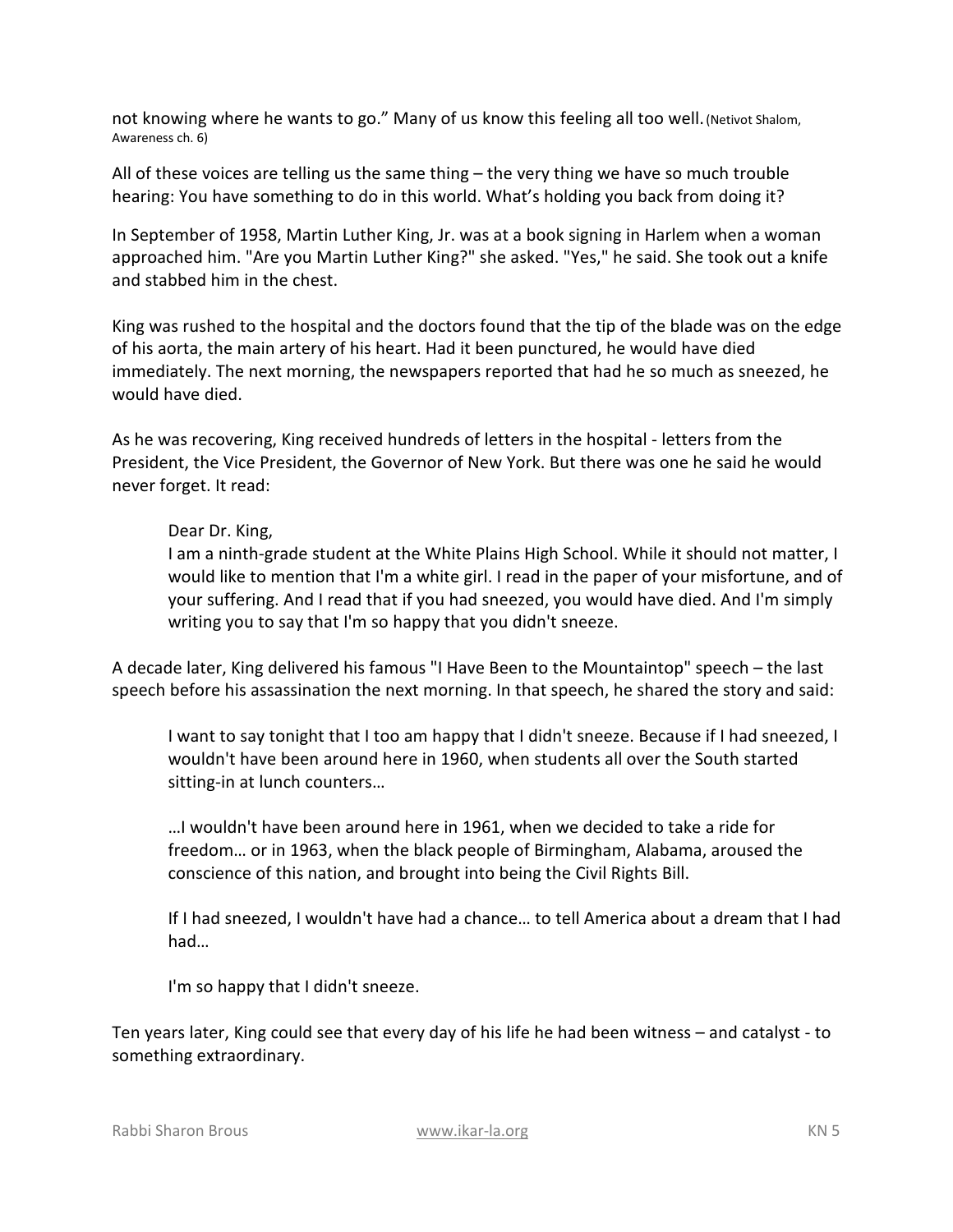not knowing where he wants to go." Many of us know this feeling all too well. (Netivot Shalom, Awareness ch. 6)

All of these voices are telling us the same thing – the very thing we have so much trouble hearing: You have something to do in this world. What's holding you back from doing it?

In September of 1958, Martin Luther King, Jr. was at a book signing in Harlem when a woman approached him. "Are you Martin Luther King?" she asked. "Yes," he said. She took out a knife and stabbed him in the chest.

King was rushed to the hospital and the doctors found that the tip of the blade was on the edge of his aorta, the main artery of his heart. Had it been punctured, he would have died immediately. The next morning, the newspapers reported that had he so much as sneezed, he would have died.

As he was recovering, King received hundreds of letters in the hospital - letters from the President, the Vice President, the Governor of New York. But there was one he said he would never forget. It read:

> Dear Dr. King,
> I am a ninth-grade student at the White Plains High School. While it should not matter, I would like to mention that I'm a white girl. I read in the paper of your misfortune, and of your suffering. And I read that if you had sneezed, you would have died. And I'm simply writing you to say that I'm so happy that you didn't sneeze.

A decade later, King delivered his famous "I Have Been to the Mountaintop" speech – the last speech before his assassination the next morning. In that speech, he shared the story and said:

> I want to say tonight that I too am happy that I didn't sneeze. Because if I had sneezed, I wouldn't have been around here in 1960, when students all over the South started sitting-in at lunch counters…
>
> …I wouldn't have been around here in 1961, when we decided to take a ride for freedom… or in 1963, when the black people of Birmingham, Alabama, aroused the conscience of this nation, and brought into being the Civil Rights Bill.
>
> If I had sneezed, I wouldn't have had a chance… to tell America about a dream that I had had…
>
> I'm so happy that I didn't sneeze.

Ten years later, King could see that every day of his life he had been witness – and catalyst - to something extraordinary.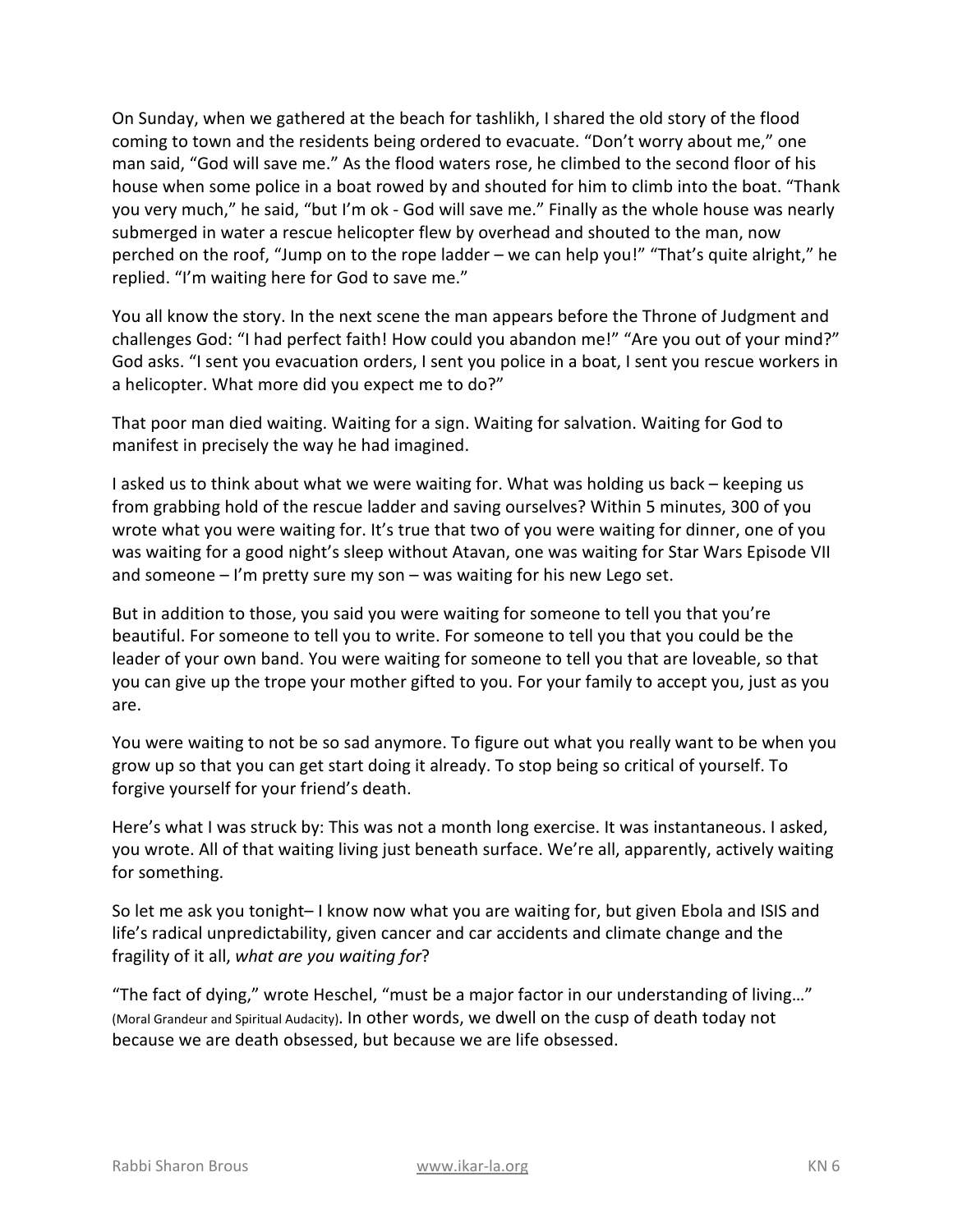On Sunday, when we gathered at the beach for tashlikh, I shared the old story of the flood coming to town and the residents being ordered to evacuate. "Don't worry about me," one man said, "God will save me." As the flood waters rose, he climbed to the second floor of his house when some police in a boat rowed by and shouted for him to climb into the boat. "Thank you very much," he said, "but I'm ok - God will save me." Finally as the whole house was nearly submerged in water a rescue helicopter flew by overhead and shouted to the man, now perched on the roof, "Jump on to the rope ladder – we can help you!" "That's quite alright," he replied. "I'm waiting here for God to save me."

You all know the story. In the next scene the man appears before the Throne of Judgment and challenges God: "I had perfect faith! How could you abandon me!" "Are you out of your mind?" God asks. "I sent you evacuation orders, I sent you police in a boat, I sent you rescue workers in a helicopter. What more did you expect me to do?"

That poor man died waiting. Waiting for a sign. Waiting for salvation. Waiting for God to manifest in precisely the way he had imagined.

I asked us to think about what we were waiting for. What was holding us back – keeping us from grabbing hold of the rescue ladder and saving ourselves? Within 5 minutes, 300 of you wrote what you were waiting for. It's true that two of you were waiting for dinner, one of you was waiting for a good night's sleep without Atavan, one was waiting for Star Wars Episode VII and someone – I'm pretty sure my son – was waiting for his new Lego set.

But in addition to those, you said you were waiting for someone to tell you that you're beautiful. For someone to tell you to write. For someone to tell you that you could be the leader of your own band. You were waiting for someone to tell you that are loveable, so that you can give up the trope your mother gifted to you. For your family to accept you, just as you are.

You were waiting to not be so sad anymore. To figure out what you really want to be when you grow up so that you can get start doing it already. To stop being so critical of yourself. To forgive yourself for your friend's death.

Here's what I was struck by: This was not a month long exercise. It was instantaneous. I asked, you wrote. All of that waiting living just beneath surface. We're all, apparently, actively waiting for something.

So let me ask you tonight– I know now what you are waiting for, but given Ebola and ISIS and life's radical unpredictability, given cancer and car accidents and climate change and the fragility of it all, *what are you waiting for*?

"The fact of dying," wrote Heschel, "must be a major factor in our understanding of living…" (Moral Grandeur and Spiritual Audacity). In other words, we dwell on the cusp of death today not because we are death obsessed, but because we are life obsessed.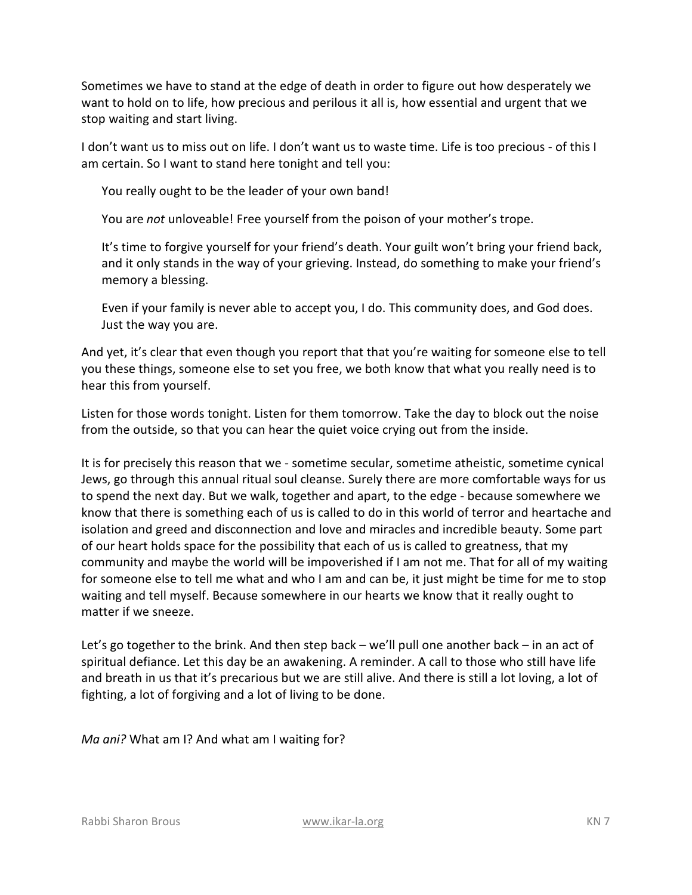Sometimes we have to stand at the edge of death in order to figure out how desperately we want to hold on to life, how precious and perilous it all is, how essential and urgent that we stop waiting and start living.

I don't want us to miss out on life. I don't want us to waste time. Life is too precious - of this I am certain. So I want to stand here tonight and tell you:

> You really ought to be the leader of your own band!
>
> You are *not* unloveable! Free yourself from the poison of your mother's trope.
>
> It's time to forgive yourself for your friend's death. Your guilt won't bring your friend back, and it only stands in the way of your grieving. Instead, do something to make your friend's memory a blessing.
>
> Even if your family is never able to accept you, I do. This community does, and God does. Just the way you are.

And yet, it's clear that even though you report that that you're waiting for someone else to tell you these things, someone else to set you free, we both know that what you really need is to hear this from yourself.

Listen for those words tonight. Listen for them tomorrow. Take the day to block out the noise from the outside, so that you can hear the quiet voice crying out from the inside.

It is for precisely this reason that we - sometime secular, sometime atheistic, sometime cynical Jews, go through this annual ritual soul cleanse. Surely there are more comfortable ways for us to spend the next day. But we walk, together and apart, to the edge - because somewhere we know that there is something each of us is called to do in this world of terror and heartache and isolation and greed and disconnection and love and miracles and incredible beauty. Some part of our heart holds space for the possibility that each of us is called to greatness, that my community and maybe the world will be impoverished if I am not me. That for all of my waiting for someone else to tell me what and who I am and can be, it just might be time for me to stop waiting and tell myself. Because somewhere in our hearts we know that it really ought to matter if we sneeze.

Let's go together to the brink. And then step back – we'll pull one another back – in an act of spiritual defiance. Let this day be an awakening. A reminder. A call to those who still have life and breath in us that it's precarious but we are still alive. And there is still a lot loving, a lot of fighting, a lot of forgiving and a lot of living to be done.

*Ma ani?* What am I? And what am I waiting for?